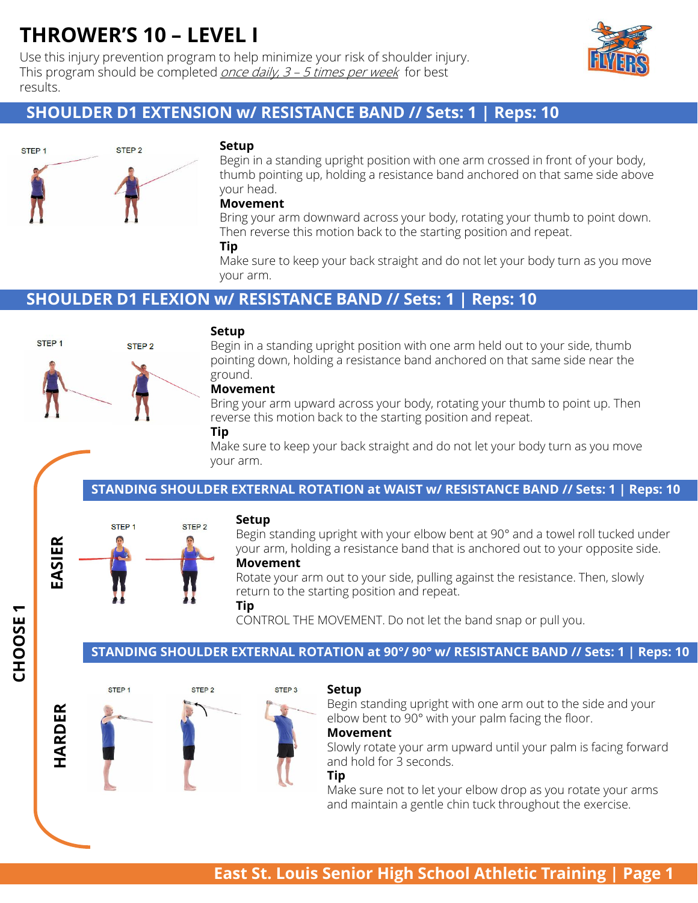# THROWER'S 10 – LEVEL I

Use this injury prevention program to help minimize your risk of shoulder injury. This program should be completed *once daily, 3 – 5 times per week* for best results.

## SHOULDER D1 EXTENSION w/ RESISTANCE BAND // Sets: 1 | Reps: 10

STEP 1 STEP 2

**Setup**
Begin in a standing upright position with one arm crossed in front of your body, thumb pointing up, holding a resistance band anchored on that same side above your head.

**Movement**
Bring your arm downward across your body, rotating your thumb to point down. Then reverse this motion back to the starting position and repeat.

**Tip**
Make sure to keep your back straight and do not let your body turn as you move your arm.

## SHOULDER D1 FLEXION w/ RESISTANCE BAND // Sets: 1 | Reps: 10

STEP 1 STEP 2

**Setup**
Begin in a standing upright position with one arm held out to your side, thumb pointing down, holding a resistance band anchored on that same side near the ground.

**Movement**
Bring your arm upward across your body, rotating your thumb to point up. Then reverse this motion back to the starting position and repeat.

**Tip**
Make sure to keep your back straight and do not let your body turn as you move your arm.

**CHOOSE 1**

**EASIER**

## STANDING SHOULDER EXTERNAL ROTATION at WAIST w/ RESISTANCE BAND // Sets: 1 | Reps: 10

STEP 1 STEP 2

**Setup**
Begin standing upright with your elbow bent at 90° and a towel roll tucked under your arm, holding a resistance band that is anchored out to your opposite side.

**Movement**
Rotate your arm out to your side, pulling against the resistance. Then, slowly return to the starting position and repeat.

**Tip**
CONTROL THE MOVEMENT. Do not let the band snap or pull you.

**HARDER**

## STANDING SHOULDER EXTERNAL ROTATION at 90°/ 90° w/ RESISTANCE BAND // Sets: 1 | Reps: 10

STEP 1 STEP 2 STEP 3

**Setup**
Begin standing upright with one arm out to the side and your elbow bent to 90° with your palm facing the floor.

**Movement**
Slowly rotate your arm upward until your palm is facing forward and hold for 3 seconds.

**Tip**
Make sure not to let your elbow drop as you rotate your arms and maintain a gentle chin tuck throughout the exercise.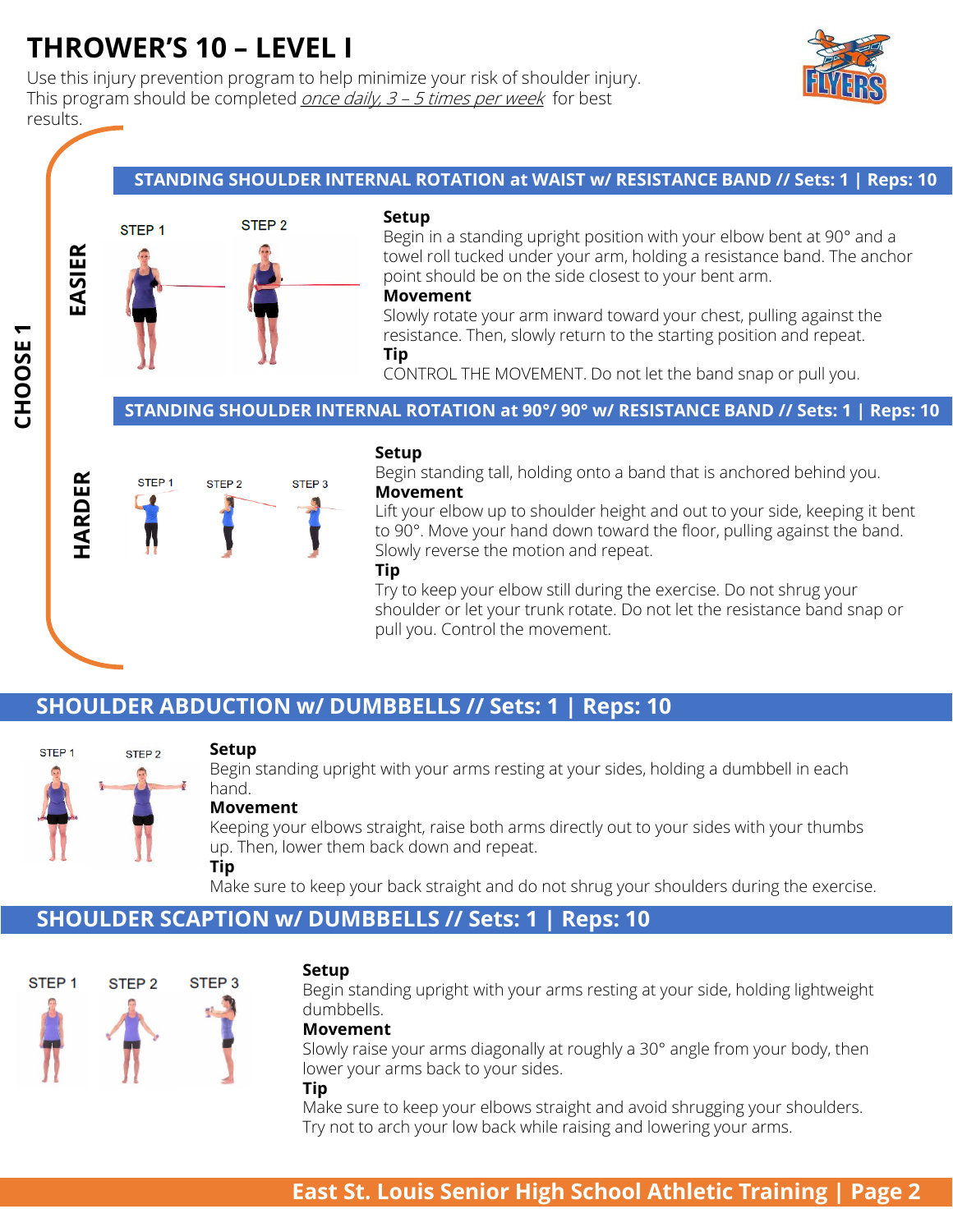# THROWER'S 10 – LEVEL I

Use this injury prevention program to help minimize your risk of shoulder injury. This program should be completed *once daily, 3 – 5 times per week* for best results.

**CHOOSE 1**

**EASIER**

## STANDING SHOULDER INTERNAL ROTATION at WAIST w/ RESISTANCE BAND // Sets: 1 | Reps: 10

STEP 1 STEP 2

**Setup**
Begin in a standing upright position with your elbow bent at 90° and a towel roll tucked under your arm, holding a resistance band. The anchor point should be on the side closest to your bent arm.

**Movement**
Slowly rotate your arm inward toward your chest, pulling against the resistance. Then, slowly return to the starting position and repeat.

**Tip**
CONTROL THE MOVEMENT. Do not let the band snap or pull you.

**HARDER**

## STANDING SHOULDER INTERNAL ROTATION at 90°/ 90° w/ RESISTANCE BAND // Sets: 1 | Reps: 10

STEP 1 STEP 2 STEP 3

**Setup**
Begin standing tall, holding onto a band that is anchored behind you.

**Movement**
Lift your elbow up to shoulder height and out to your side, keeping it bent to 90°. Move your hand down toward the floor, pulling against the band. Slowly reverse the motion and repeat.

**Tip**
Try to keep your elbow still during the exercise. Do not shrug your shoulder or let your trunk rotate. Do not let the resistance band snap or pull you. Control the movement.

## SHOULDER ABDUCTION w/ DUMBBELLS // Sets: 1 | Reps: 10

STEP 1 STEP 2

**Setup**
Begin standing upright with your arms resting at your sides, holding a dumbbell in each hand.

**Movement**
Keeping your elbows straight, raise both arms directly out to your sides with your thumbs up. Then, lower them back down and repeat.

**Tip**
Make sure to keep your back straight and do not shrug your shoulders during the exercise.

## SHOULDER SCAPTION w/ DUMBBELLS // Sets: 1 | Reps: 10

STEP 1 STEP 2 STEP 3

**Setup**
Begin standing upright with your arms resting at your side, holding lightweight dumbbells.

**Movement**
Slowly raise your arms diagonally at roughly a 30° angle from your body, then lower your arms back to your sides.

**Tip**
Make sure to keep your elbows straight and avoid shrugging your shoulders. Try not to arch your low back while raising and lowering your arms.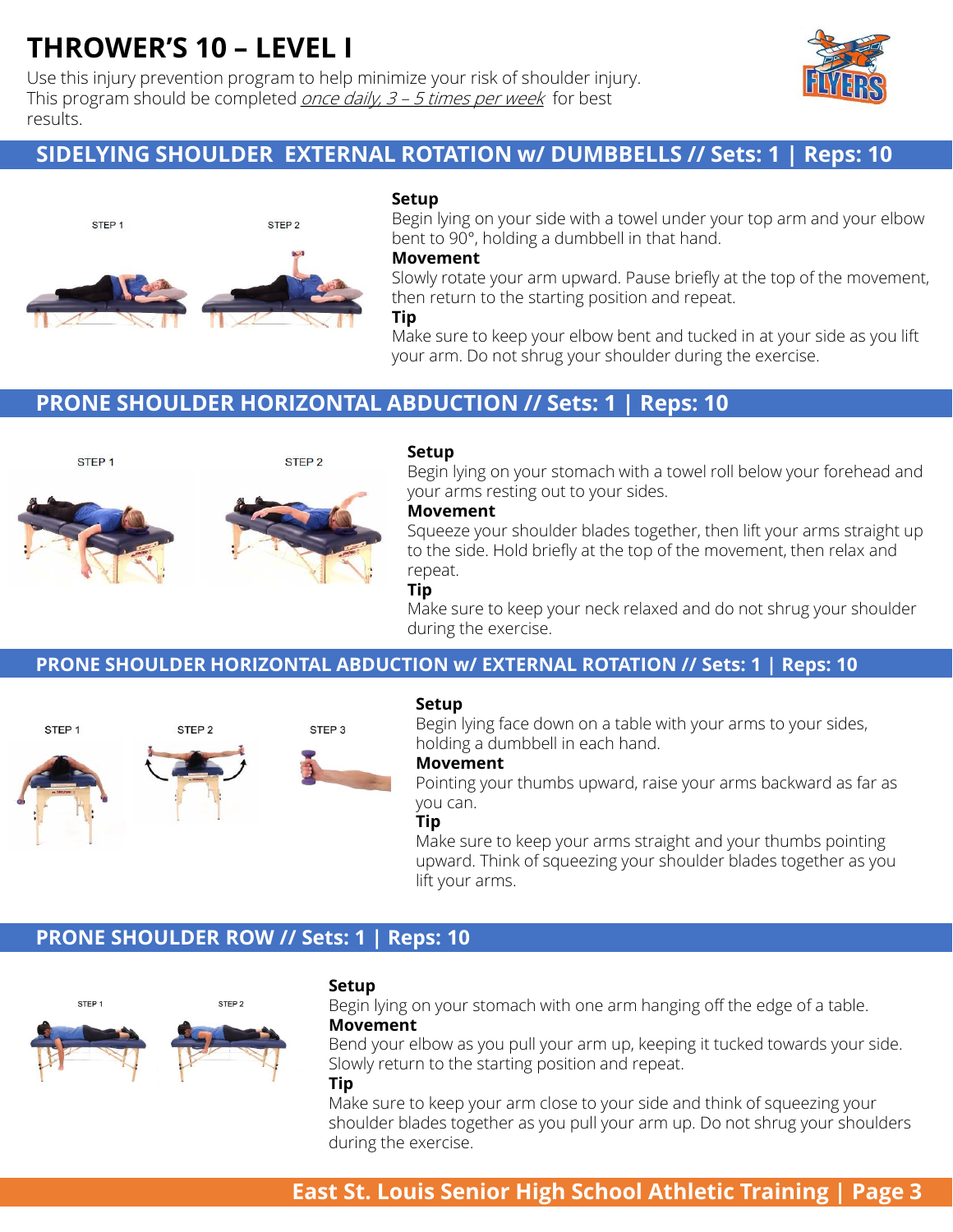# THROWER'S 10 – LEVEL I

Use this injury prevention program to help minimize your risk of shoulder injury. This program should be completed *once daily, 3 – 5 times per week* for best results.

## SIDELYING SHOULDER EXTERNAL ROTATION w/ DUMBBELLS // Sets: 1 | Reps: 10

STEP 1 STEP 2

**Setup**
Begin lying on your side with a towel under your top arm and your elbow bent to 90°, holding a dumbbell in that hand.

**Movement**
Slowly rotate your arm upward. Pause briefly at the top of the movement, then return to the starting position and repeat.

**Tip**
Make sure to keep your elbow bent and tucked in at your side as you lift your arm. Do not shrug your shoulder during the exercise.

## PRONE SHOULDER HORIZONTAL ABDUCTION // Sets: 1 | Reps: 10

STEP 1 STEP 2

**Setup**
Begin lying on your stomach with a towel roll below your forehead and your arms resting out to your sides.

**Movement**
Squeeze your shoulder blades together, then lift your arms straight up to the side. Hold briefly at the top of the movement, then relax and repeat.

**Tip**
Make sure to keep your neck relaxed and do not shrug your shoulder during the exercise.

## PRONE SHOULDER HORIZONTAL ABDUCTION w/ EXTERNAL ROTATION // Sets: 1 | Reps: 10

STEP 1 STEP 2 STEP 3

**Setup**
Begin lying face down on a table with your arms to your sides, holding a dumbbell in each hand.

**Movement**
Pointing your thumbs upward, raise your arms backward as far as you can.

**Tip**
Make sure to keep your arms straight and your thumbs pointing upward. Think of squeezing your shoulder blades together as you lift your arms.

## PRONE SHOULDER ROW // Sets: 1 | Reps: 10

STEP 1 STEP 2

**Setup**
Begin lying on your stomach with one arm hanging off the edge of a table.

**Movement**
Bend your elbow as you pull your arm up, keeping it tucked towards your side. Slowly return to the starting position and repeat.

**Tip**
Make sure to keep your arm close to your side and think of squeezing your shoulder blades together as you pull your arm up. Do not shrug your shoulders during the exercise.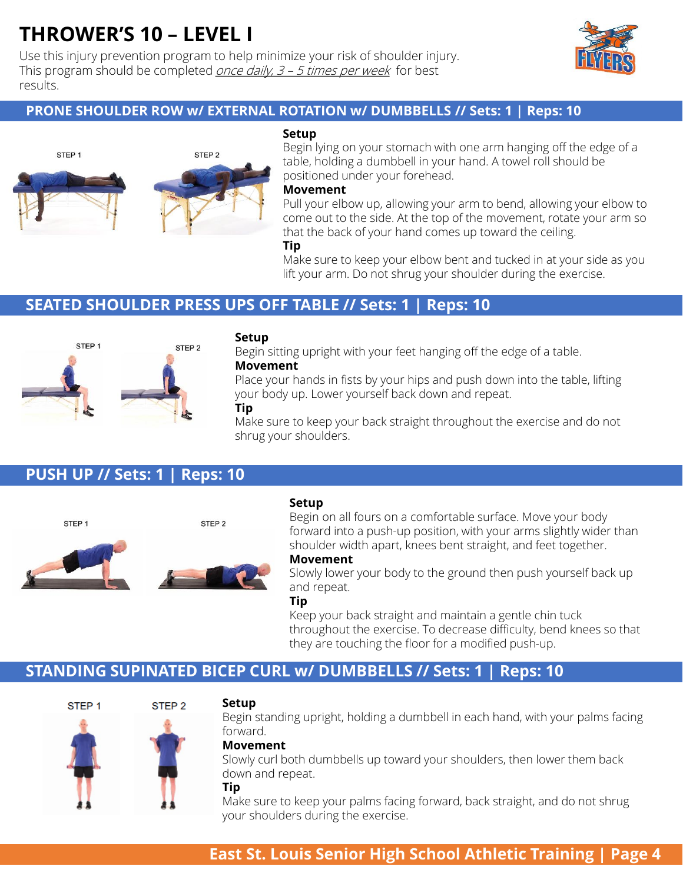# THROWER'S 10 – LEVEL I

Use this injury prevention program to help minimize your risk of shoulder injury. This program should be completed *once daily, 3 – 5 times per week* for best results.

## PRONE SHOULDER ROW w/ EXTERNAL ROTATION w/ DUMBBELLS // Sets: 1 | Reps: 10

STEP 1 STEP 2

**Setup**
Begin lying on your stomach with one arm hanging off the edge of a table, holding a dumbbell in your hand. A towel roll should be positioned under your forehead.

**Movement**
Pull your elbow up, allowing your arm to bend, allowing your elbow to come out to the side. At the top of the movement, rotate your arm so that the back of your hand comes up toward the ceiling.

**Tip**
Make sure to keep your elbow bent and tucked in at your side as you lift your arm. Do not shrug your shoulder during the exercise.

## SEATED SHOULDER PRESS UPS OFF TABLE // Sets: 1 | Reps: 10

STEP 1 STEP 2

**Setup**
Begin sitting upright with your feet hanging off the edge of a table.

**Movement**
Place your hands in fists by your hips and push down into the table, lifting your body up. Lower yourself back down and repeat.

**Tip**
Make sure to keep your back straight throughout the exercise and do not shrug your shoulders.

## PUSH UP // Sets: 1 | Reps: 10

STEP 1 STEP 2

**Setup**
Begin on all fours on a comfortable surface. Move your body forward into a push-up position, with your arms slightly wider than shoulder width apart, knees bent straight, and feet together.

**Movement**
Slowly lower your body to the ground then push yourself back up and repeat.

**Tip**
Keep your back straight and maintain a gentle chin tuck throughout the exercise. To decrease difficulty, bend knees so that they are touching the floor for a modified push-up.

## STANDING SUPINATED BICEP CURL w/ DUMBBELLS // Sets: 1 | Reps: 10

STEP 1 STEP 2

**Setup**
Begin standing upright, holding a dumbbell in each hand, with your palms facing forward.

**Movement**
Slowly curl both dumbbells up toward your shoulders, then lower them back down and repeat.

**Tip**
Make sure to keep your palms facing forward, back straight, and do not shrug your shoulders during the exercise.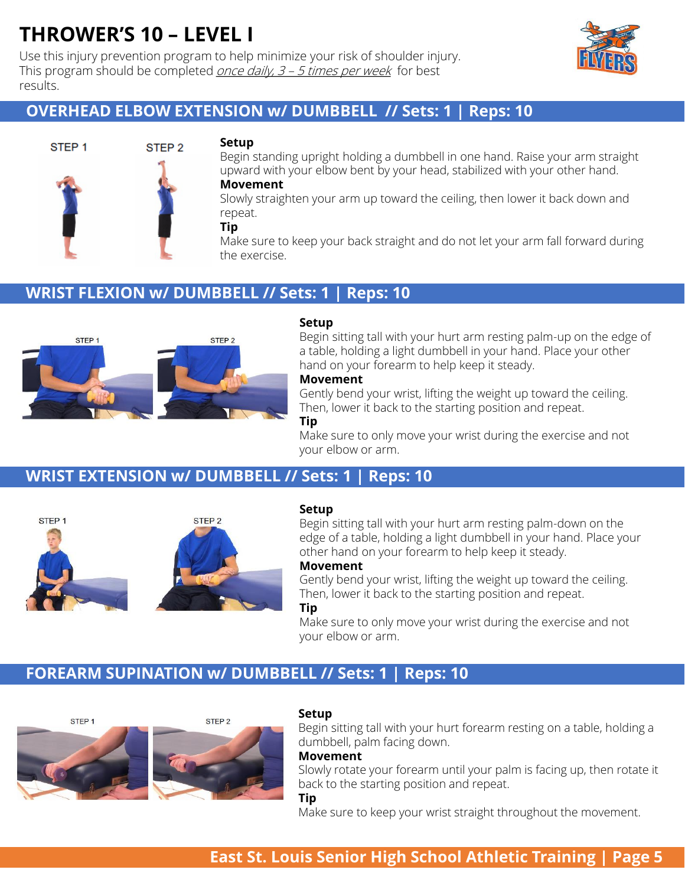# THROWER'S 10 – LEVEL I

Use this injury prevention program to help minimize your risk of shoulder injury. This program should be completed *once daily, 3 – 5 times per week* for best results.

## OVERHEAD ELBOW EXTENSION w/ DUMBBELL // Sets: 1 | Reps: 10

STEP 1 STEP 2

**Setup**
Begin standing upright holding a dumbbell in one hand. Raise your arm straight upward with your elbow bent by your head, stabilized with your other hand.

**Movement**
Slowly straighten your arm up toward the ceiling, then lower it back down and repeat.

**Tip**
Make sure to keep your back straight and do not let your arm fall forward during the exercise.

## WRIST FLEXION w/ DUMBBELL // Sets: 1 | Reps: 10

STEP 1 STEP 2

**Setup**
Begin sitting tall with your hurt arm resting palm-up on the edge of a table, holding a light dumbbell in your hand. Place your other hand on your forearm to help keep it steady.

**Movement**
Gently bend your wrist, lifting the weight up toward the ceiling. Then, lower it back to the starting position and repeat.

**Tip**
Make sure to only move your wrist during the exercise and not your elbow or arm.

## WRIST EXTENSION w/ DUMBBELL // Sets: 1 | Reps: 10

STEP 1 STEP 2

**Setup**
Begin sitting tall with your hurt arm resting palm-down on the edge of a table, holding a light dumbbell in your hand. Place your other hand on your forearm to help keep it steady.

**Movement**
Gently bend your wrist, lifting the weight up toward the ceiling. Then, lower it back to the starting position and repeat.

**Tip**
Make sure to only move your wrist during the exercise and not your elbow or arm.

## FOREARM SUPINATION w/ DUMBBELL // Sets: 1 | Reps: 10

STEP 1 STEP 2

**Setup**
Begin sitting tall with your hurt forearm resting on a table, holding a dumbbell, palm facing down.

**Movement**
Slowly rotate your forearm until your palm is facing up, then rotate it back to the starting position and repeat.

**Tip**
Make sure to keep your wrist straight throughout the movement.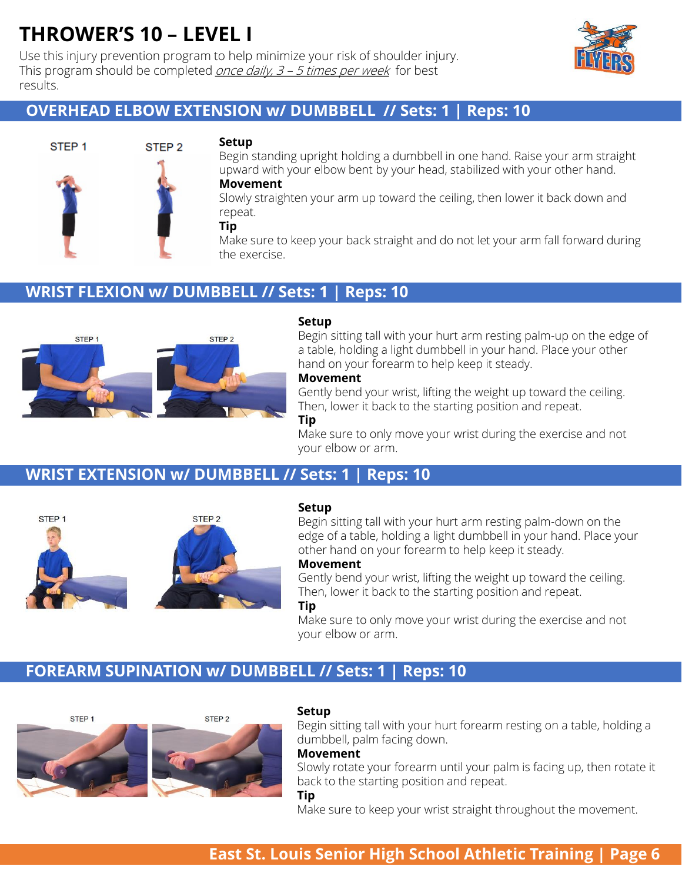# THROWER'S 10 – LEVEL I

Use this injury prevention program to help minimize your risk of shoulder injury. This program should be completed *once daily, 3 – 5 times per week* for best results.

## OVERHEAD ELBOW EXTENSION w/ DUMBBELL // Sets: 1 | Reps: 10

STEP 1 STEP 2

**Setup**

Begin standing upright holding a dumbbell in one hand. Raise your arm straight upward with your elbow bent by your head, stabilized with your other hand.

**Movement**

Slowly straighten your arm up toward the ceiling, then lower it back down and repeat.

**Tip**

Make sure to keep your back straight and do not let your arm fall forward during the exercise.

## WRIST FLEXION w/ DUMBBELL // Sets: 1 | Reps: 10

STEP 1 STEP 2

**Setup**

Begin sitting tall with your hurt arm resting palm-up on the edge of a table, holding a light dumbbell in your hand. Place your other hand on your forearm to help keep it steady.

**Movement**

Gently bend your wrist, lifting the weight up toward the ceiling. Then, lower it back to the starting position and repeat.

**Tip**

Make sure to only move your wrist during the exercise and not your elbow or arm.

## WRIST EXTENSION w/ DUMBBELL // Sets: 1 | Reps: 10

STEP 1 STEP 2

**Setup**

Begin sitting tall with your hurt arm resting palm-down on the edge of a table, holding a light dumbbell in your hand. Place your other hand on your forearm to help keep it steady.

**Movement**

Gently bend your wrist, lifting the weight up toward the ceiling. Then, lower it back to the starting position and repeat.

**Tip**

Make sure to only move your wrist during the exercise and not your elbow or arm.

## FOREARM SUPINATION w/ DUMBBELL // Sets: 1 | Reps: 10

STEP 1 STEP 2

**Setup**

Begin sitting tall with your hurt forearm resting on a table, holding a dumbbell, palm facing down.

**Movement**

Slowly rotate your forearm until your palm is facing up, then rotate it back to the starting position and repeat.

**Tip**

Make sure to keep your wrist straight throughout the movement.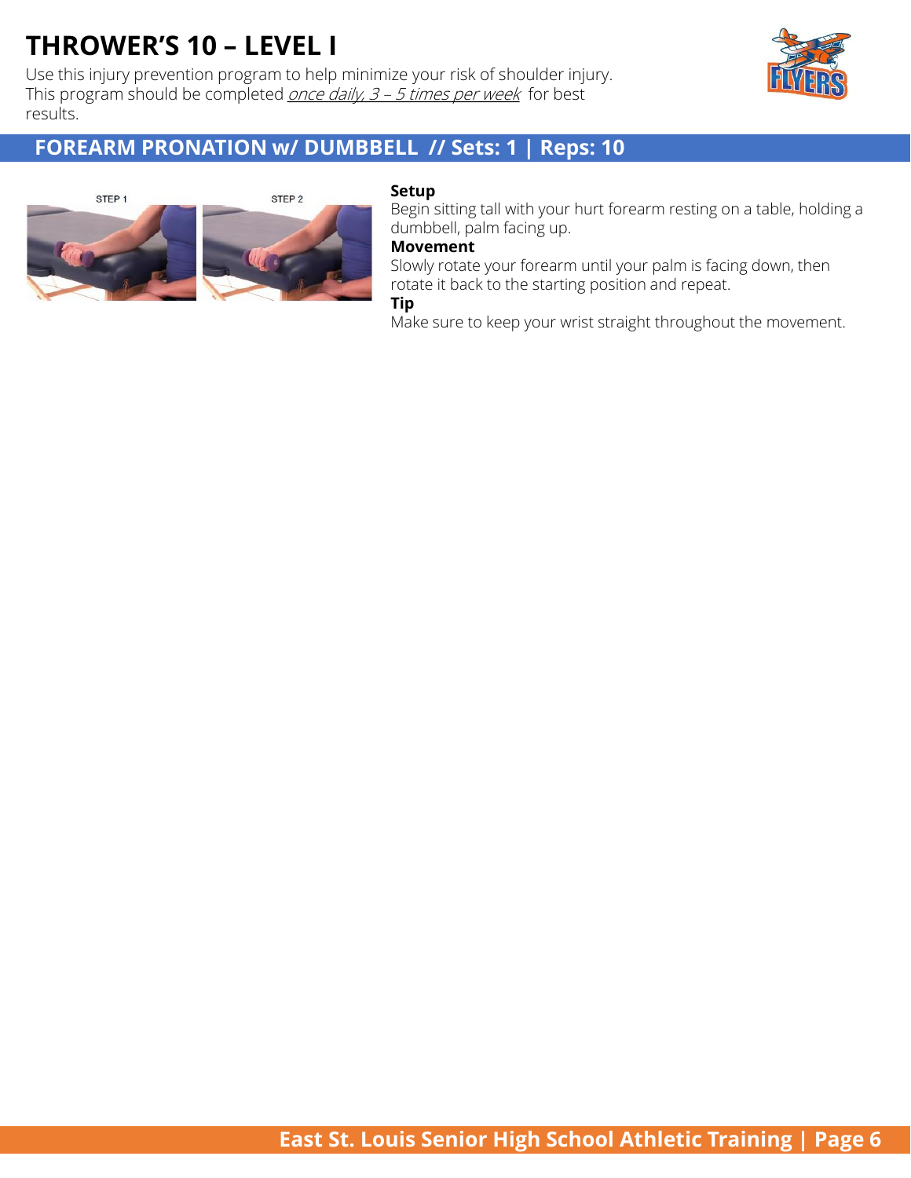# THROWER'S 10 – LEVEL I

Use this injury prevention program to help minimize your risk of shoulder injury. This program should be completed *once daily, 3 – 5 times per week* for best results.

## FOREARM PRONATION w/ DUMBBELL // Sets: 1 | Reps: 10

STEP 1

STEP 2

**Setup**

Begin sitting tall with your hurt forearm resting on a table, holding a dumbbell, palm facing up.

**Movement**

Slowly rotate your forearm until your palm is facing down, then rotate it back to the starting position and repeat.

**Tip**

Make sure to keep your wrist straight throughout the movement.